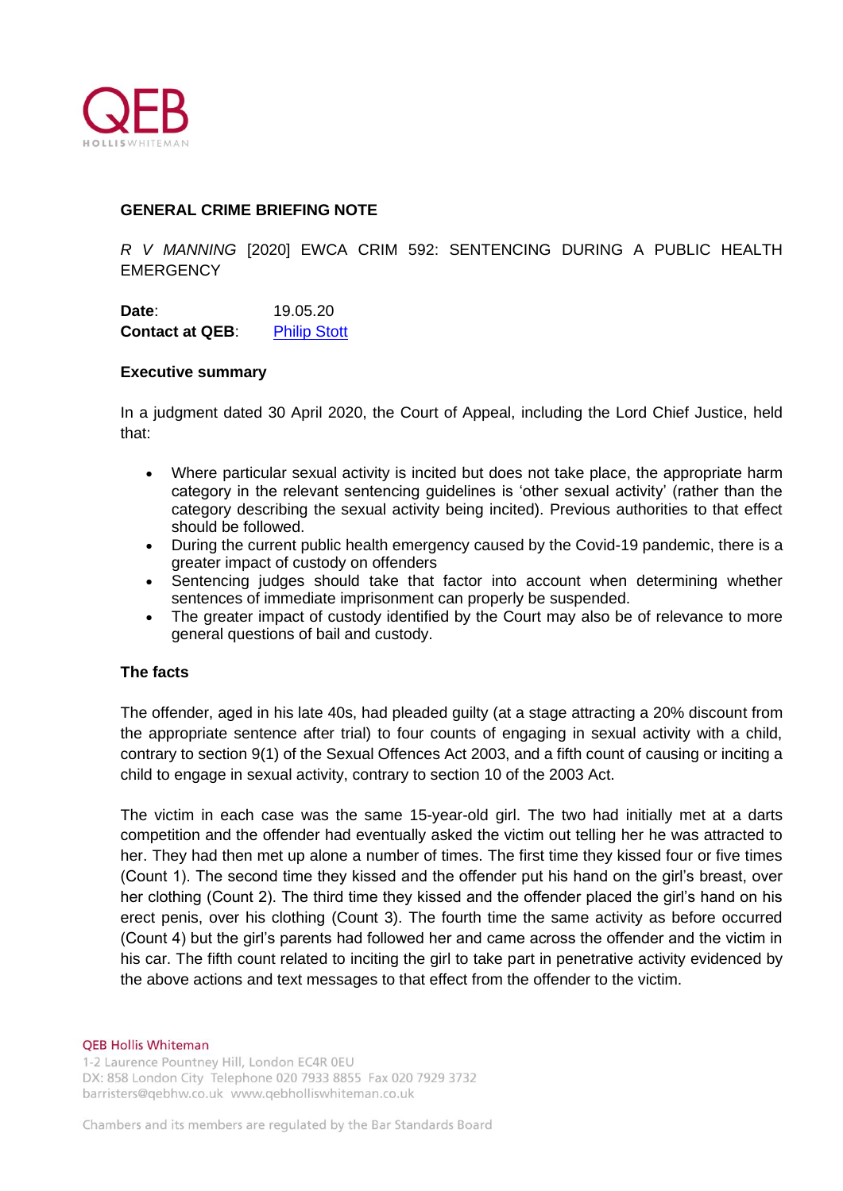## GENERAL CRIME BRIEFING NOTE

*R V MANNING* [2020] EWCA CRIM 592: SENTENCING DURING A PUBLIC HEALTH EMERGENCY

**Date**: 19.05.20
**Contact at QEB**: Philip Stott

### Executive summary

In a judgment dated 30 April 2020, the Court of Appeal, including the Lord Chief Justice, held that:

- Where particular sexual activity is incited but does not take place, the appropriate harm category in the relevant sentencing guidelines is 'other sexual activity' (rather than the category describing the sexual activity being incited). Previous authorities to that effect should be followed.
- During the current public health emergency caused by the Covid-19 pandemic, there is a greater impact of custody on offenders
- Sentencing judges should take that factor into account when determining whether sentences of immediate imprisonment can properly be suspended.
- The greater impact of custody identified by the Court may also be of relevance to more general questions of bail and custody.

### The facts

The offender, aged in his late 40s, had pleaded guilty (at a stage attracting a 20% discount from the appropriate sentence after trial) to four counts of engaging in sexual activity with a child, contrary to section 9(1) of the Sexual Offences Act 2003, and a fifth count of causing or inciting a child to engage in sexual activity, contrary to section 10 of the 2003 Act.

The victim in each case was the same 15-year-old girl. The two had initially met at a darts competition and the offender had eventually asked the victim out telling her he was attracted to her. They had then met up alone a number of times. The first time they kissed four or five times (Count 1). The second time they kissed and the offender put his hand on the girl's breast, over her clothing (Count 2). The third time they kissed and the offender placed the girl's hand on his erect penis, over his clothing (Count 3). The fourth time the same activity as before occurred (Count 4) but the girl's parents had followed her and came across the offender and the victim in his car. The fifth count related to inciting the girl to take part in penetrative activity evidenced by the above actions and text messages to that effect from the offender to the victim.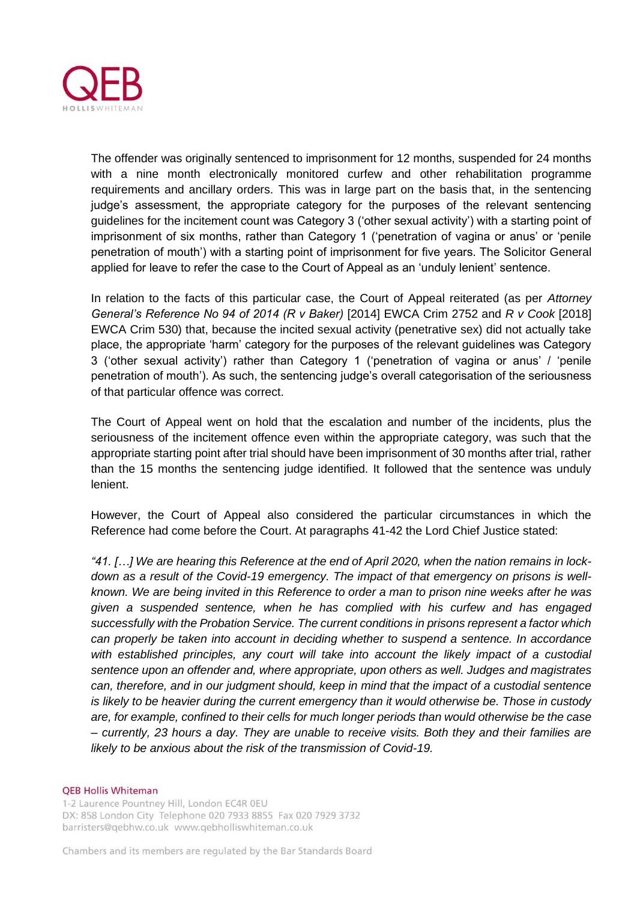The offender was originally sentenced to imprisonment for 12 months, suspended for 24 months with a nine month electronically monitored curfew and other rehabilitation programme requirements and ancillary orders. This was in large part on the basis that, in the sentencing judge's assessment, the appropriate category for the purposes of the relevant sentencing guidelines for the incitement count was Category 3 ('other sexual activity') with a starting point of imprisonment of six months, rather than Category 1 ('penetration of vagina or anus' or 'penile penetration of mouth') with a starting point of imprisonment for five years. The Solicitor General applied for leave to refer the case to the Court of Appeal as an 'unduly lenient' sentence.

In relation to the facts of this particular case, the Court of Appeal reiterated (as per *Attorney General's Reference No 94 of 2014 (R v Baker)* [2014] EWCA Crim 2752 and *R v Cook* [2018] EWCA Crim 530) that, because the incited sexual activity (penetrative sex) did not actually take place, the appropriate 'harm' category for the purposes of the relevant guidelines was Category 3 ('other sexual activity') rather than Category 1 ('penetration of vagina or anus' / 'penile penetration of mouth'). As such, the sentencing judge's overall categorisation of the seriousness of that particular offence was correct.

The Court of Appeal went on hold that the escalation and number of the incidents, plus the seriousness of the incitement offence even within the appropriate category, was such that the appropriate starting point after trial should have been imprisonment of 30 months after trial, rather than the 15 months the sentencing judge identified. It followed that the sentence was unduly lenient.

However, the Court of Appeal also considered the particular circumstances in which the Reference had come before the Court. At paragraphs 41-42 the Lord Chief Justice stated:

*"41. […] We are hearing this Reference at the end of April 2020, when the nation remains in lock-down as a result of the Covid-19 emergency. The impact of that emergency on prisons is well-known. We are being invited in this Reference to order a man to prison nine weeks after he was given a suspended sentence, when he has complied with his curfew and has engaged successfully with the Probation Service. The current conditions in prisons represent a factor which can properly be taken into account in deciding whether to suspend a sentence. In accordance with established principles, any court will take into account the likely impact of a custodial sentence upon an offender and, where appropriate, upon others as well. Judges and magistrates can, therefore, and in our judgment should, keep in mind that the impact of a custodial sentence is likely to be heavier during the current emergency than it would otherwise be. Those in custody are, for example, confined to their cells for much longer periods than would otherwise be the case – currently, 23 hours a day. They are unable to receive visits. Both they and their families are likely to be anxious about the risk of the transmission of Covid-19.*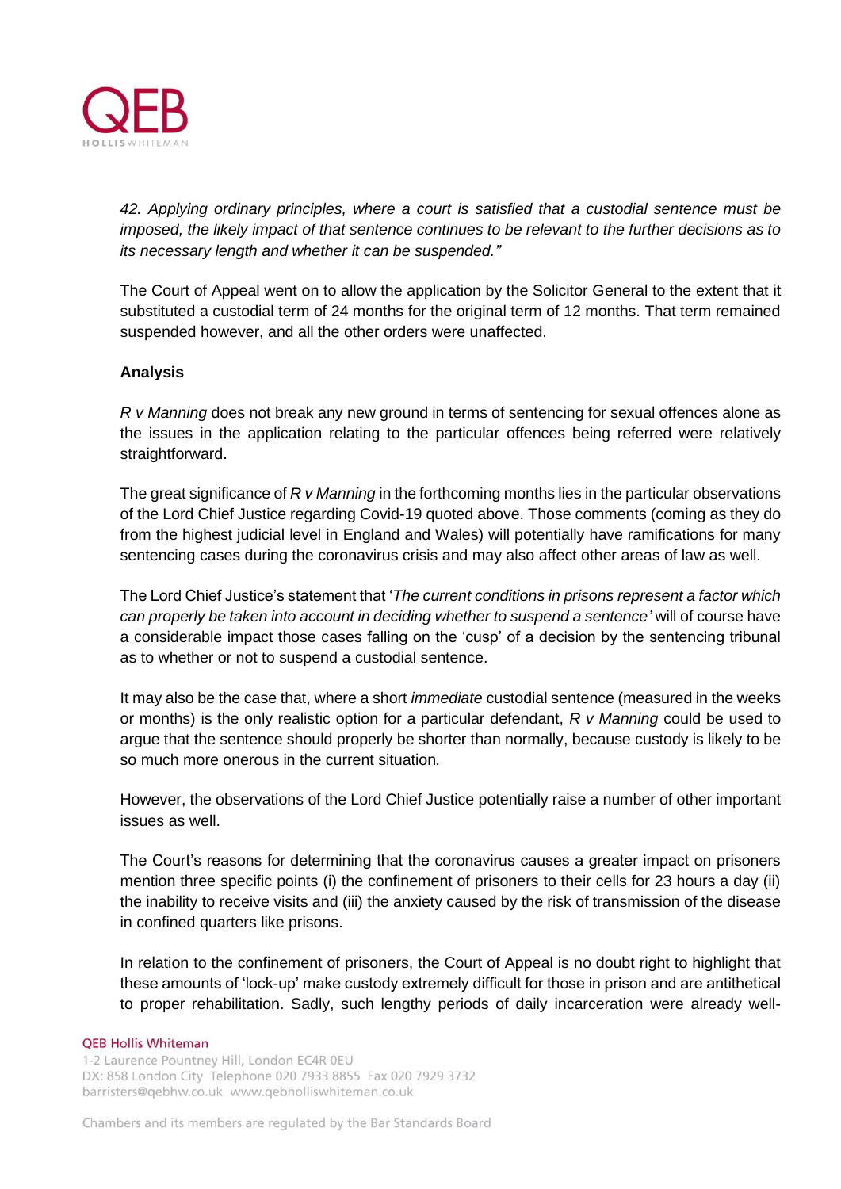*42. Applying ordinary principles, where a court is satisfied that a custodial sentence must be imposed, the likely impact of that sentence continues to be relevant to the further decisions as to its necessary length and whether it can be suspended."*

The Court of Appeal went on to allow the application by the Solicitor General to the extent that it substituted a custodial term of 24 months for the original term of 12 months. That term remained suspended however, and all the other orders were unaffected.

**Analysis**

*R v Manning* does not break any new ground in terms of sentencing for sexual offences alone as the issues in the application relating to the particular offences being referred were relatively straightforward.

The great significance of *R v Manning* in the forthcoming months lies in the particular observations of the Lord Chief Justice regarding Covid-19 quoted above. Those comments (coming as they do from the highest judicial level in England and Wales) will potentially have ramifications for many sentencing cases during the coronavirus crisis and may also affect other areas of law as well.

The Lord Chief Justice's statement that '*The current conditions in prisons represent a factor which can properly be taken into account in deciding whether to suspend a sentence'* will of course have a considerable impact those cases falling on the 'cusp' of a decision by the sentencing tribunal as to whether or not to suspend a custodial sentence.

It may also be the case that, where a short *immediate* custodial sentence (measured in the weeks or months) is the only realistic option for a particular defendant, *R v Manning* could be used to argue that the sentence should properly be shorter than normally, because custody is likely to be so much more onerous in the current situation.

However, the observations of the Lord Chief Justice potentially raise a number of other important issues as well.

The Court's reasons for determining that the coronavirus causes a greater impact on prisoners mention three specific points (i) the confinement of prisoners to their cells for 23 hours a day (ii) the inability to receive visits and (iii) the anxiety caused by the risk of transmission of the disease in confined quarters like prisons.

In relation to the confinement of prisoners, the Court of Appeal is no doubt right to highlight that these amounts of 'lock-up' make custody extremely difficult for those in prison and are antithetical to proper rehabilitation. Sadly, such lengthy periods of daily incarceration were already well-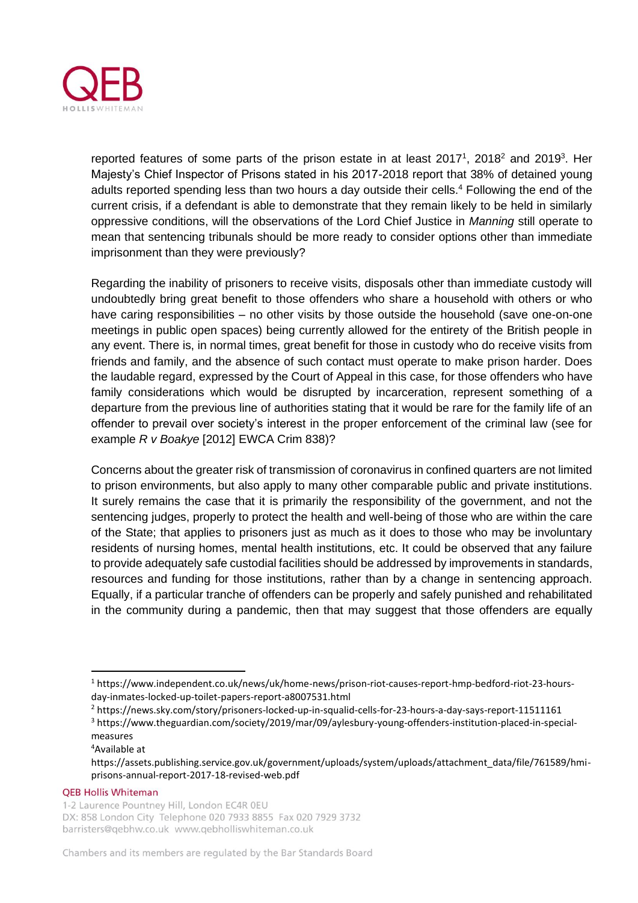reported features of some parts of the prison estate in at least 2017[1], 2018[2] and 2019[3]. Her Majesty's Chief Inspector of Prisons stated in his 2017-2018 report that 38% of detained young adults reported spending less than two hours a day outside their cells.[4] Following the end of the current crisis, if a defendant is able to demonstrate that they remain likely to be held in similarly oppressive conditions, will the observations of the Lord Chief Justice in *Manning* still operate to mean that sentencing tribunals should be more ready to consider options other than immediate imprisonment than they were previously?

Regarding the inability of prisoners to receive visits, disposals other than immediate custody will undoubtedly bring great benefit to those offenders who share a household with others or who have caring responsibilities – no other visits by those outside the household (save one-on-one meetings in public open spaces) being currently allowed for the entirety of the British people in any event. There is, in normal times, great benefit for those in custody who do receive visits from friends and family, and the absence of such contact must operate to make prison harder. Does the laudable regard, expressed by the Court of Appeal in this case, for those offenders who have family considerations which would be disrupted by incarceration, represent something of a departure from the previous line of authorities stating that it would be rare for the family life of an offender to prevail over society's interest in the proper enforcement of the criminal law (see for example *R v Boakye* [2012] EWCA Crim 838)?

Concerns about the greater risk of transmission of coronavirus in confined quarters are not limited to prison environments, but also apply to many other comparable public and private institutions. It surely remains the case that it is primarily the responsibility of the government, and not the sentencing judges, properly to protect the health and well-being of those who are within the care of the State; that applies to prisoners just as much as it does to those who may be involuntary residents of nursing homes, mental health institutions, etc. It could be observed that any failure to provide adequately safe custodial facilities should be addressed by improvements in standards, resources and funding for those institutions, rather than by a change in sentencing approach. Equally, if a particular tranche of offenders can be properly and safely punished and rehabilitated in the community during a pandemic, then that may suggest that those offenders are equally

---

[1] https://www.independent.co.uk/news/uk/home-news/prison-riot-causes-report-hmp-bedford-riot-23-hours-day-inmates-locked-up-toilet-papers-report-a8007531.html

[2] https://news.sky.com/story/prisoners-locked-up-in-squalid-cells-for-23-hours-a-day-says-report-11511161

[3] https://www.theguardian.com/society/2019/mar/09/aylesbury-young-offenders-institution-placed-in-special-measures

[4] Available at https://assets.publishing.service.gov.uk/government/uploads/system/uploads/attachment_data/file/761589/hmi-prisons-annual-report-2017-18-revised-web.pdf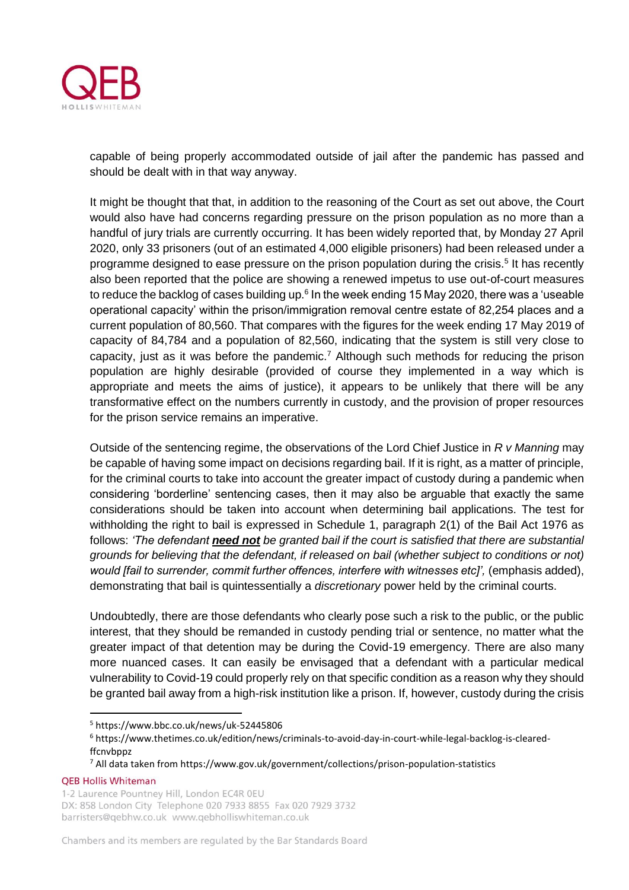capable of being properly accommodated outside of jail after the pandemic has passed and should be dealt with in that way anyway.

It might be thought that that, in addition to the reasoning of the Court as set out above, the Court would also have had concerns regarding pressure on the prison population as no more than a handful of jury trials are currently occurring. It has been widely reported that, by Monday 27 April 2020, only 33 prisoners (out of an estimated 4,000 eligible prisoners) had been released under a programme designed to ease pressure on the prison population during the crisis.[5] It has recently also been reported that the police are showing a renewed impetus to use out-of-court measures to reduce the backlog of cases building up.[6] In the week ending 15 May 2020, there was a 'useable operational capacity' within the prison/immigration removal centre estate of 82,254 places and a current population of 80,560. That compares with the figures for the week ending 17 May 2019 of capacity of 84,784 and a population of 82,560, indicating that the system is still very close to capacity, just as it was before the pandemic.[7] Although such methods for reducing the prison population are highly desirable (provided of course they implemented in a way which is appropriate and meets the aims of justice), it appears to be unlikely that there will be any transformative effect on the numbers currently in custody, and the provision of proper resources for the prison service remains an imperative.

Outside of the sentencing regime, the observations of the Lord Chief Justice in *R v Manning* may be capable of having some impact on decisions regarding bail. If it is right, as a matter of principle, for the criminal courts to take into account the greater impact of custody during a pandemic when considering 'borderline' sentencing cases, then it may also be arguable that exactly the same considerations should be taken into account when determining bail applications. The test for withholding the right to bail is expressed in Schedule 1, paragraph 2(1) of the Bail Act 1976 as follows: *'The defendant **need not** be granted bail if the court is satisfied that there are substantial grounds for believing that the defendant, if released on bail (whether subject to conditions or not) would [fail to surrender, commit further offences, interfere with witnesses etc]',* (emphasis added), demonstrating that bail is quintessentially a *discretionary* power held by the criminal courts.

Undoubtedly, there are those defendants who clearly pose such a risk to the public, or the public interest, that they should be remanded in custody pending trial or sentence, no matter what the greater impact of that detention may be during the Covid-19 emergency. There are also many more nuanced cases. It can easily be envisaged that a defendant with a particular medical vulnerability to Covid-19 could properly rely on that specific condition as a reason why they should be granted bail away from a high-risk institution like a prison. If, however, custody during the crisis

[5] https://www.bbc.co.uk/news/uk-52445806

[6] https://www.thetimes.co.uk/edition/news/criminals-to-avoid-day-in-court-while-legal-backlog-is-cleared-ffcnvbppz

[7] All data taken from https://www.gov.uk/government/collections/prison-population-statistics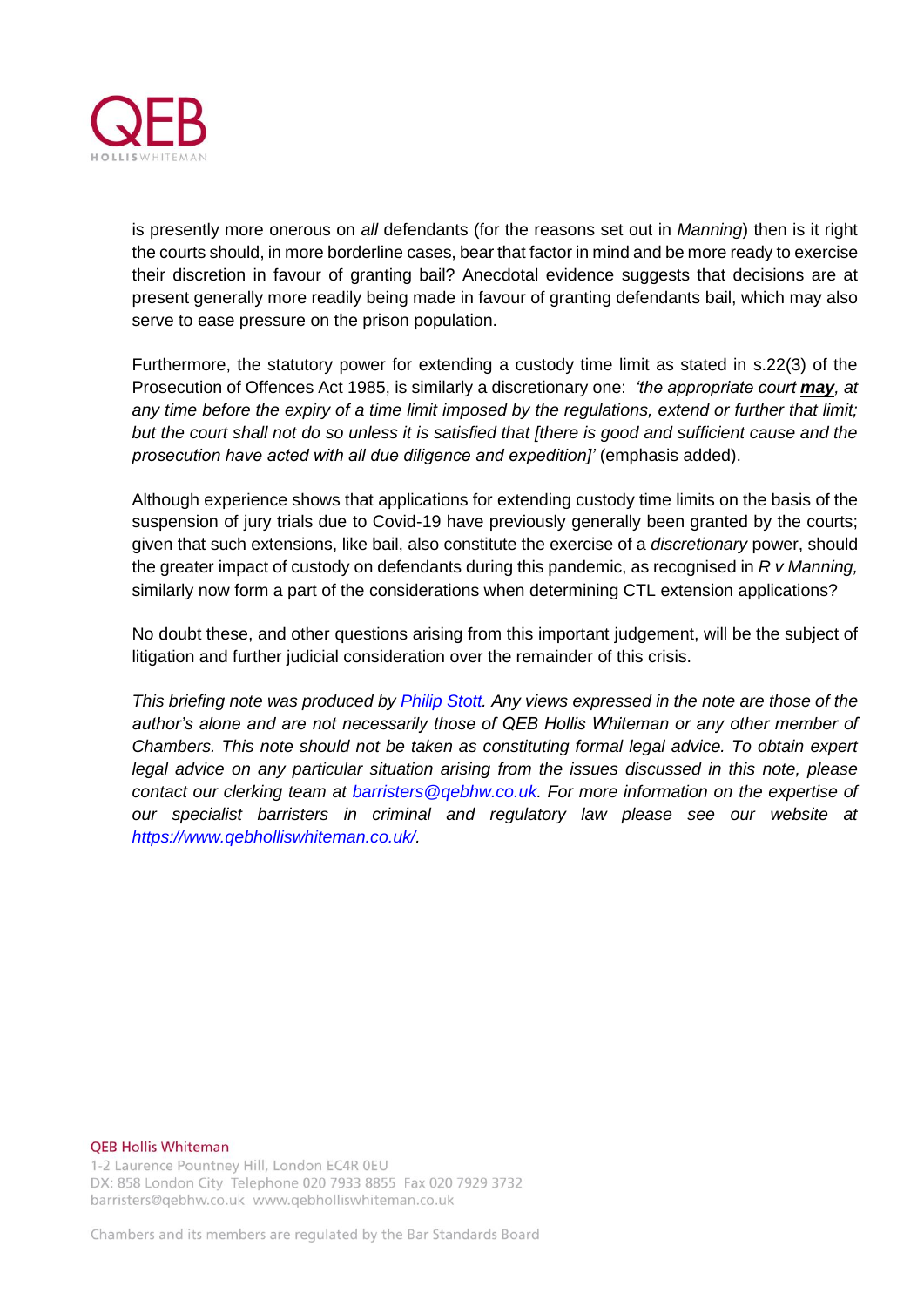is presently more onerous on *all* defendants (for the reasons set out in *Manning*) then is it right the courts should, in more borderline cases, bear that factor in mind and be more ready to exercise their discretion in favour of granting bail? Anecdotal evidence suggests that decisions are at present generally more readily being made in favour of granting defendants bail, which may also serve to ease pressure on the prison population.

Furthermore, the statutory power for extending a custody time limit as stated in s.22(3) of the Prosecution of Offences Act 1985, is similarly a discretionary one: *'the appropriate court **may**, at any time before the expiry of a time limit imposed by the regulations, extend or further that limit; but the court shall not do so unless it is satisfied that [there is good and sufficient cause and the prosecution have acted with all due diligence and expedition]'* (emphasis added).

Although experience shows that applications for extending custody time limits on the basis of the suspension of jury trials due to Covid-19 have previously generally been granted by the courts; given that such extensions, like bail, also constitute the exercise of a *discretionary* power, should the greater impact of custody on defendants during this pandemic, as recognised in *R v Manning,* similarly now form a part of the considerations when determining CTL extension applications?

No doubt these, and other questions arising from this important judgement, will be the subject of litigation and further judicial consideration over the remainder of this crisis.

*This briefing note was produced by Philip Stott. Any views expressed in the note are those of the author's alone and are not necessarily those of QEB Hollis Whiteman or any other member of Chambers. This note should not be taken as constituting formal legal advice. To obtain expert legal advice on any particular situation arising from the issues discussed in this note, please contact our clerking team at barristers@qebhw.co.uk. For more information on the expertise of our specialist barristers in criminal and regulatory law please see our website at https://www.qebholliswhiteman.co.uk/.*